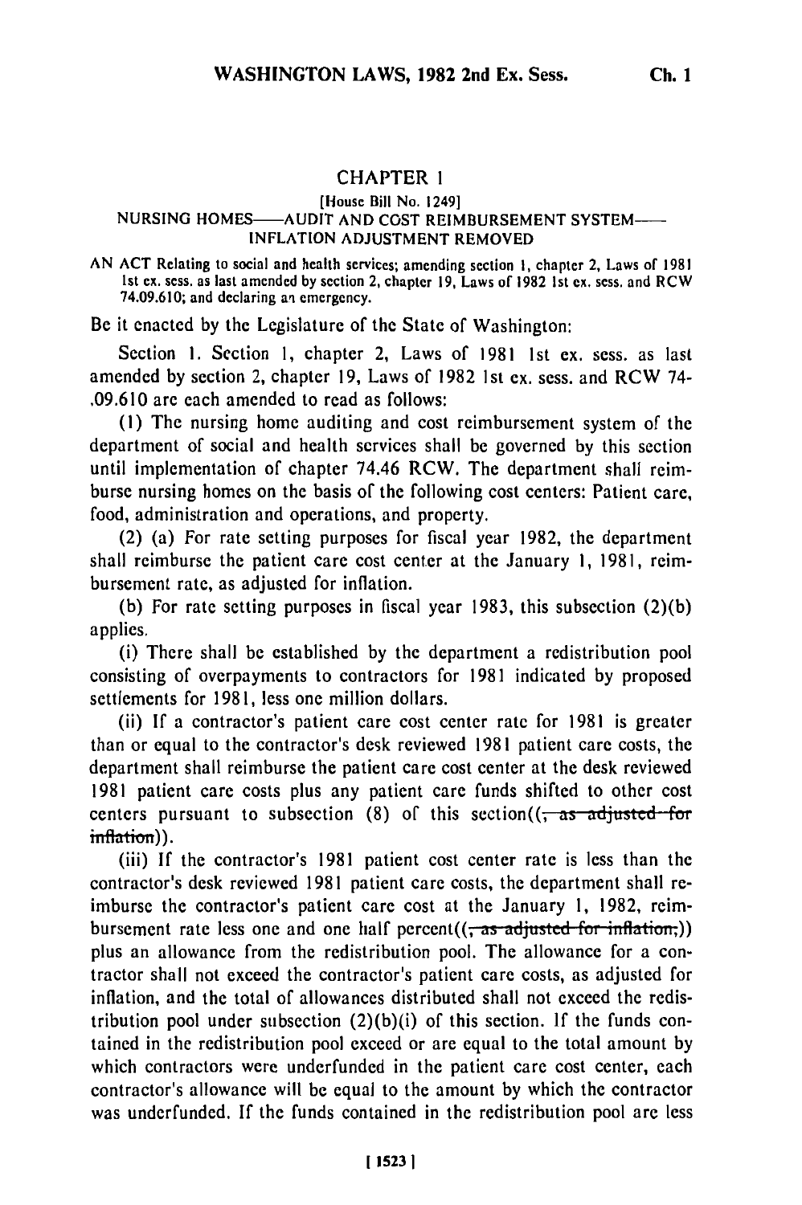## CHAPTER 1

[House Bill No. 1249]

NURSING HOMES——AUDIT AND COST REIMBURSEMENT SYSTEM——INFLATION ADJUSTMENT REMOVED

AN ACT Relating to social and health services; amending section 1, chapter 2, Laws of 1981 1st ex. sess. as last amended by section 2, chapter 19, Laws of 1982 1st ex. sess. and RCW 74.09.610; and declaring an emergency.

Be it enacted by the Legislature of the State of Washington:

Section 1. Section 1, chapter 2, Laws of 1981 1st ex. sess. as last amended by section 2, chapter 19, Laws of 1982 1st ex. sess. and RCW 74-.09.610 are each amended to read as follows:

(1) The nursing home auditing and cost reimbursement system of the department of social and health services shall be governed by this section until implementation of chapter 74.46 RCW. The department shall reimburse nursing homes on the basis of the following cost centers: Patient care, food, administration and operations, and property.

(2) (a) For rate setting purposes for fiscal year 1982, the department shall reimburse the patient care cost center at the January 1, 1981, reimbursement rate, as adjusted for inflation.

(b) For rate setting purposes in fiscal year 1983, this subsection (2)(b) applies.

(i) There shall be established by the department a redistribution pool consisting of overpayments to contractors for 1981 indicated by proposed settlements for 1981, less one million dollars.

(ii) If a contractor's patient care cost center rate for 1981 is greater than or equal to the contractor's desk reviewed 1981 patient care costs, the department shall reimburse the patient care cost center at the desk reviewed 1981 patient care costs plus any patient care funds shifted to other cost centers pursuant to subsection (8) of this section((~~, as adjusted for inflation~~)).

(iii) If the contractor's 1981 patient cost center rate is less than the contractor's desk reviewed 1981 patient care costs, the department shall reimburse the contractor's patient care cost at the January 1, 1982, reimbursement rate less one and one half percent((~~, as adjusted for inflation,~~)) plus an allowance from the redistribution pool. The allowance for a contractor shall not exceed the contractor's patient care costs, as adjusted for inflation, and the total of allowances distributed shall not exceed the redistribution pool under subsection (2)(b)(i) of this section. If the funds contained in the redistribution pool exceed or are equal to the total amount by which contractors were underfunded in the patient care cost center, each contractor's allowance will be equal to the amount by which the contractor was underfunded. If the funds contained in the redistribution pool are less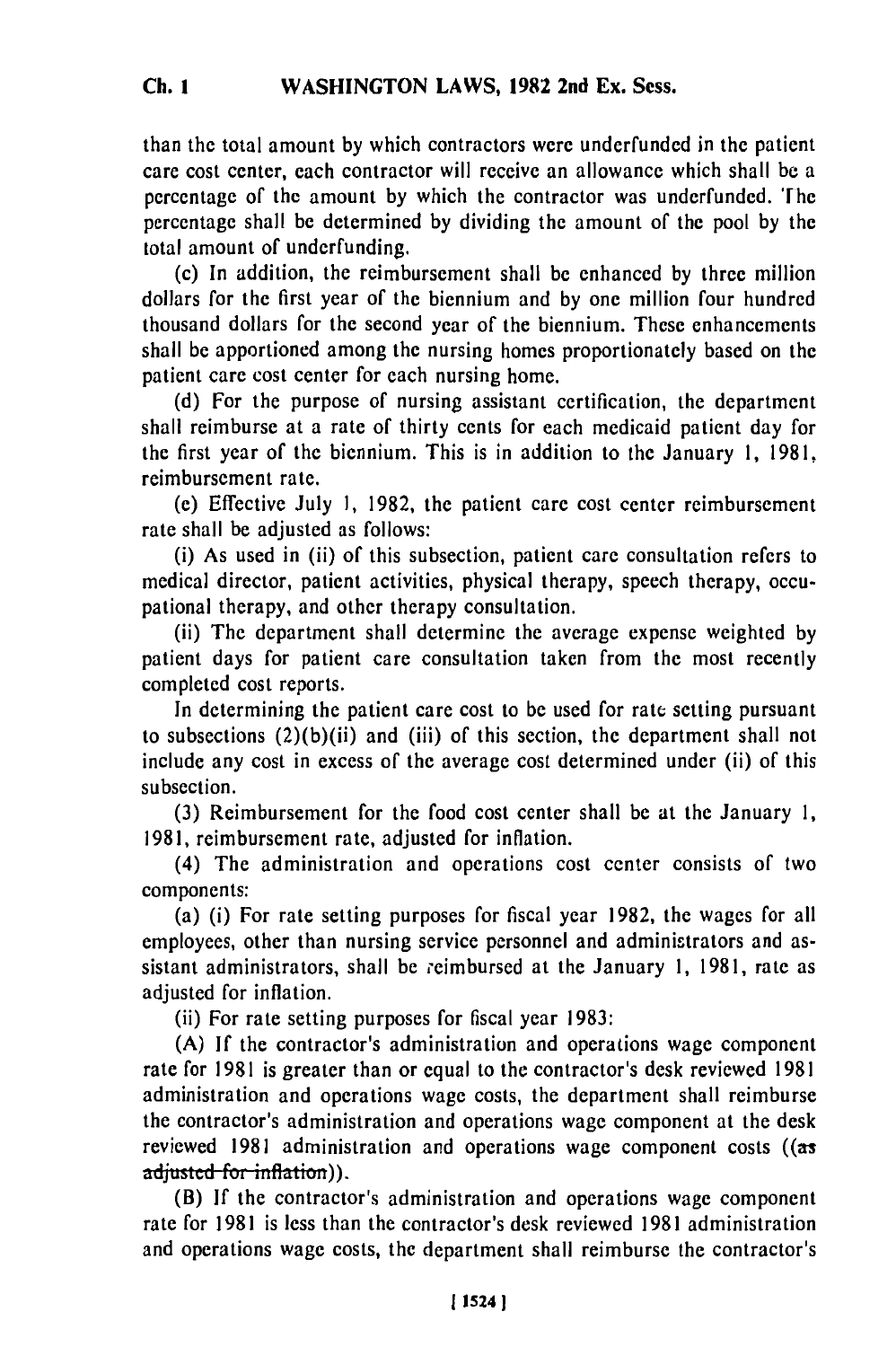than the total amount by which contractors were underfunded in the patient care cost center, each contractor will receive an allowance which shall be a percentage of the amount by which the contractor was underfunded. The percentage shall be determined by dividing the amount of the pool by the total amount of underfunding.

(c) In addition, the reimbursement shall be enhanced by three million dollars for the first year of the biennium and by one million four hundred thousand dollars for the second year of the biennium. These enhancements shall be apportioned among the nursing homes proportionately based on the patient care cost center for each nursing home.

(d) For the purpose of nursing assistant certification, the department shall reimburse at a rate of thirty cents for each medicaid patient day for the first year of the biennium. This is in addition to the January 1, 1981, reimbursement rate.

(e) Effective July 1, 1982, the patient care cost center reimbursement rate shall be adjusted as follows:

(i) As used in (ii) of this subsection, patient care consultation refers to medical director, patient activities, physical therapy, speech therapy, occupational therapy, and other therapy consultation.

(ii) The department shall determine the average expense weighted by patient days for patient care consultation taken from the most recently completed cost reports.

In determining the patient care cost to be used for rate setting pursuant to subsections (2)(b)(ii) and (iii) of this section, the department shall not include any cost in excess of the average cost determined under (ii) of this subsection.

(3) Reimbursement for the food cost center shall be at the January 1, 1981, reimbursement rate, adjusted for inflation.

(4) The administration and operations cost center consists of two components:

(a) (i) For rate setting purposes for fiscal year 1982, the wages for all employees, other than nursing service personnel and administrators and assistant administrators, shall be reimbursed at the January 1, 1981, rate as adjusted for inflation.

(ii) For rate setting purposes for fiscal year 1983:

(A) If the contractor's administration and operations wage component rate for 1981 is greater than or equal to the contractor's desk reviewed 1981 administration and operations wage costs, the department shall reimburse the contractor's administration and operations wage component at the desk reviewed 1981 administration and operations wage component costs ((~~as adjusted for inflation~~)).

(B) If the contractor's administration and operations wage component rate for 1981 is less than the contractor's desk reviewed 1981 administration and operations wage costs, the department shall reimburse the contractor's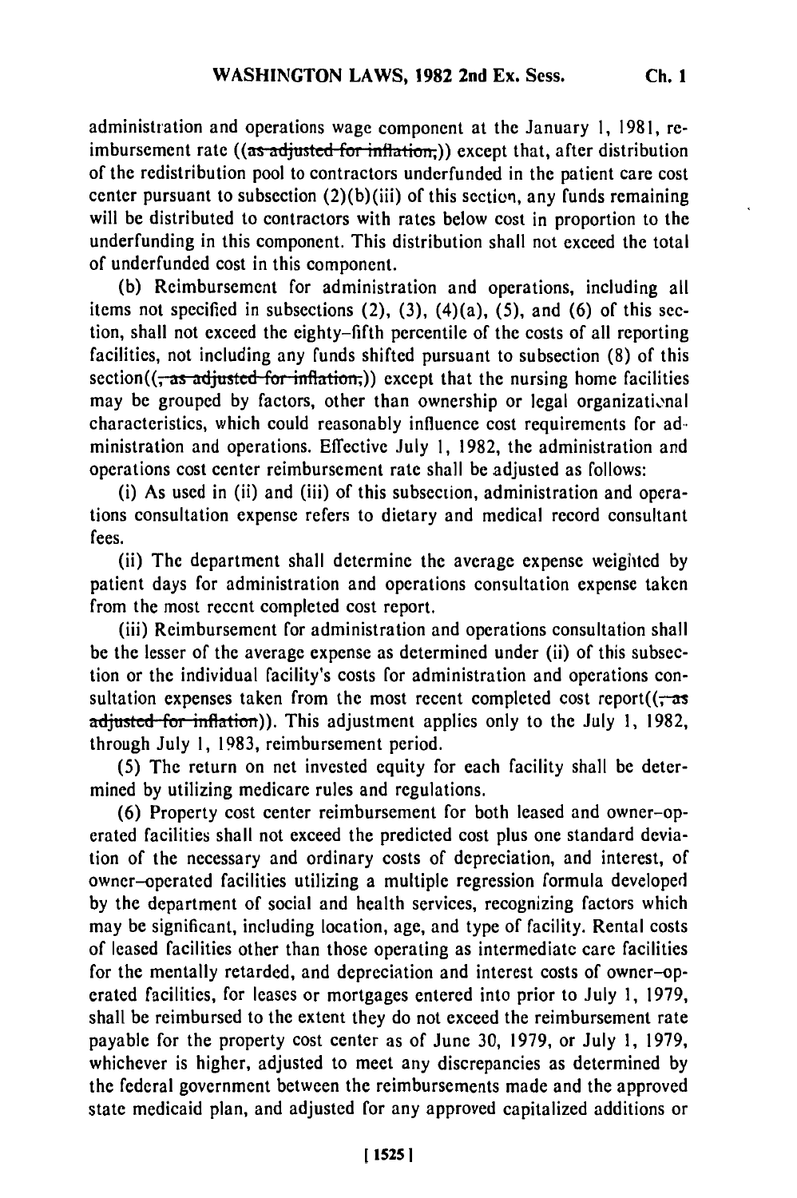administration and operations wage component at the January 1, 1981, reimbursement rate ((~~as adjusted for inflation,~~)) except that, after distribution of the redistribution pool to contractors underfunded in the patient care cost center pursuant to subsection (2)(b)(iii) of this section, any funds remaining will be distributed to contractors with rates below cost in proportion to the underfunding in this component. This distribution shall not exceed the total of underfunded cost in this component.

(b) Reimbursement for administration and operations, including all items not specified in subsections (2), (3), (4)(a), (5), and (6) of this section, shall not exceed the eighty-fifth percentile of the costs of all reporting facilities, not including any funds shifted pursuant to subsection (8) of this section((~~, as adjusted for inflation,~~)) except that the nursing home facilities may be grouped by factors, other than ownership or legal organizational characteristics, which could reasonably influence cost requirements for administration and operations. Effective July 1, 1982, the administration and operations cost center reimbursement rate shall be adjusted as follows:

(i) As used in (ii) and (iii) of this subsection, administration and operations consultation expense refers to dietary and medical record consultant fees.

(ii) The department shall determine the average expense weighted by patient days for administration and operations consultation expense taken from the most recent completed cost report.

(iii) Reimbursement for administration and operations consultation shall be the lesser of the average expense as determined under (ii) of this subsection or the individual facility's costs for administration and operations consultation expenses taken from the most recent completed cost report((~~, as adjusted for inflation~~)). This adjustment applies only to the July 1, 1982, through July 1, 1983, reimbursement period.

(5) The return on net invested equity for each facility shall be determined by utilizing medicare rules and regulations.

(6) Property cost center reimbursement for both leased and owner-operated facilities shall not exceed the predicted cost plus one standard deviation of the necessary and ordinary costs of depreciation, and interest, of owner-operated facilities utilizing a multiple regression formula developed by the department of social and health services, recognizing factors which may be significant, including location, age, and type of facility. Rental costs of leased facilities other than those operating as intermediate care facilities for the mentally retarded, and depreciation and interest costs of owner-operated facilities, for leases or mortgages entered into prior to July 1, 1979, shall be reimbursed to the extent they do not exceed the reimbursement rate payable for the property cost center as of June 30, 1979, or July 1, 1979, whichever is higher, adjusted to meet any discrepancies as determined by the federal government between the reimbursements made and the approved state medicaid plan, and adjusted for any approved capitalized additions or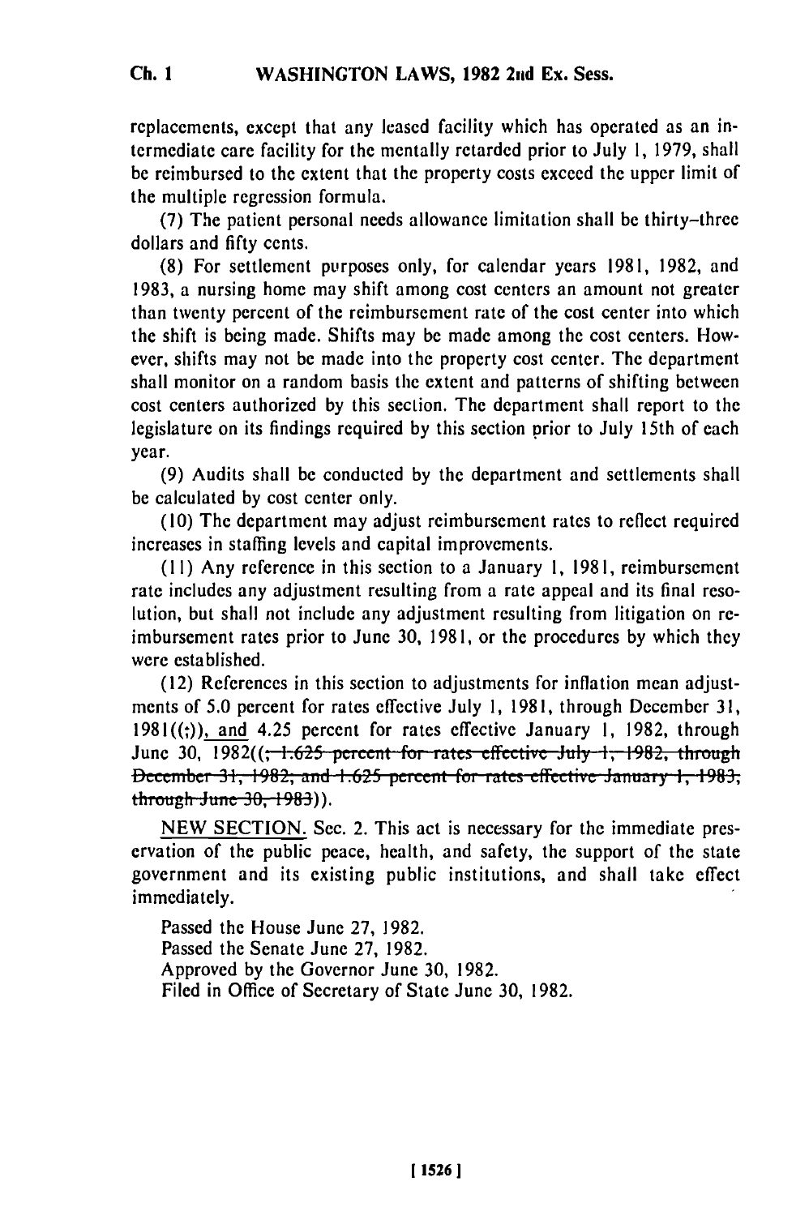replacements, except that any leased facility which has operated as an intermediate care facility for the mentally retarded prior to July 1, 1979, shall be reimbursed to the extent that the property costs exceed the upper limit of the multiple regression formula.

(7) The patient personal needs allowance limitation shall be thirty-three dollars and fifty cents.

(8) For settlement purposes only, for calendar years 1981, 1982, and 1983, a nursing home may shift among cost centers an amount not greater than twenty percent of the reimbursement rate of the cost center into which the shift is being made. Shifts may be made among the cost centers. However, shifts may not be made into the property cost center. The department shall monitor on a random basis the extent and patterns of shifting between cost centers authorized by this section. The department shall report to the legislature on its findings required by this section prior to July 15th of each year.

(9) Audits shall be conducted by the department and settlements shall be calculated by cost center only.

(10) The department may adjust reimbursement rates to reflect required increases in staffing levels and capital improvements.

(11) Any reference in this section to a January 1, 1981, reimbursement rate includes any adjustment resulting from a rate appeal and its final resolution, but shall not include any adjustment resulting from litigation on reimbursement rates prior to June 30, 1981, or the procedures by which they were established.

(12) References in this section to adjustments for inflation mean adjustments of 5.0 percent for rates effective July 1, 1981, through December 31, 1981((;)), and 4.25 percent for rates effective January 1, 1982, through June 30, 1982((~~, 1.625 percent for rates effective July 1, 1982, through December 31, 1982, and 1.625 percent for rates effective January 1, 1983, through June 30, 1983~~)).

NEW SECTION. Sec. 2. This act is necessary for the immediate preservation of the public peace, health, and safety, the support of the state government and its existing public institutions, and shall take effect immediately.

Passed the House June 27, 1982.
Passed the Senate June 27, 1982.
Approved by the Governor June 30, 1982.
Filed in Office of Secretary of State June 30, 1982.